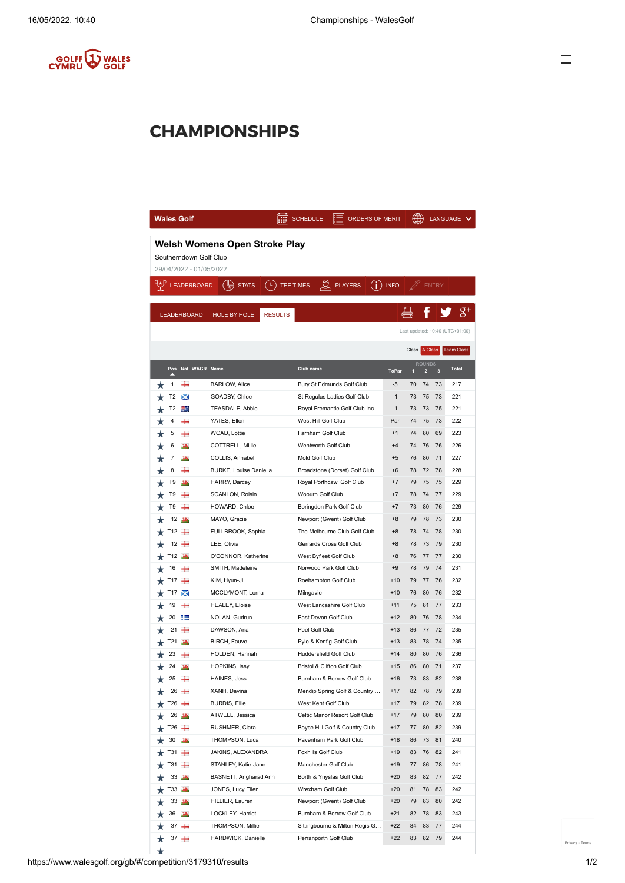# CHAMPIONSHIPS

Wales Golf | SCHEDULE | ORDERS OF MERIT | LANGUAGE

## Welsh Womens Open Stroke Play

Southerndown Golf Club

29/04/2022 - 01/05/2022

LEADERBOARD | STATS | TEE TIMES | PLAYERS | INFO | ENTRY

LEADERBOARD | HOLE BY HOLE | RESULTS

Last updated: 10:40 (UTC+01:00)

Class: A Class | Team Class

| Pos | Nat | WAGR | Name | Club name | ToPar | Round 1 | Round 2 | Round 3 | Total |
|---|---|---|---|---|---|---|---|---|---|
| 1 | | | BARLOW, Alice | Bury St Edmunds Golf Club | -5 | 70 | 74 | 73 | 217 |
| T2 | | | GOADBY, Chloe | St Regulus Ladies Golf Club | -1 | 73 | 75 | 73 | 221 |
| T2 | | | TEASDALE, Abbie | Royal Fremantle Golf Club Inc | -1 | 73 | 73 | 75 | 221 |
| 4 | | | YATES, Ellen | West Hill Golf Club | Par | 74 | 75 | 73 | 222 |
| 5 | | | WOAD, Lottie | Farnham Golf Club | +1 | 74 | 80 | 69 | 223 |
| 6 | | | COTTRELL, Millie | Wentworth Golf Club | +4 | 74 | 76 | 76 | 226 |
| 7 | | | COLLIS, Annabel | Mold Golf Club | +5 | 76 | 80 | 71 | 227 |
| 8 | | | BURKE, Louise Daniella | Broadstone (Dorset) Golf Club | +6 | 78 | 72 | 78 | 228 |
| T9 | | | HARRY, Darcey | Royal Porthcawl Golf Club | +7 | 79 | 75 | 75 | 229 |
| T9 | | | SCANLON, Roisin | Woburn Golf Club | +7 | 78 | 74 | 77 | 229 |
| T9 | | | HOWARD, Chloe | Boringdon Park Golf Club | +7 | 73 | 80 | 76 | 229 |
| T12 | | | MAYO, Gracie | Newport (Gwent) Golf Club | +8 | 79 | 78 | 73 | 230 |
| T12 | | | FULLBROOK, Sophia | The Melbourne Club Golf Club | +8 | 78 | 74 | 78 | 230 |
| T12 | | | LEE, Olivia | Gerrards Cross Golf Club | +8 | 78 | 73 | 79 | 230 |
| T12 | | | O'CONNOR, Katherine | West Byfleet Golf Club | +8 | 76 | 77 | 77 | 230 |
| 16 | | | SMITH, Madeleine | Norwood Park Golf Club | +9 | 78 | 79 | 74 | 231 |
| T17 | | | KIM, Hyun-JI | Roehampton Golf Club | +10 | 79 | 77 | 76 | 232 |
| T17 | | | MCCLYMONT, Lorna | Milngavie | +10 | 76 | 80 | 76 | 232 |
| 19 | | | HEALEY, Eloise | West Lancashire Golf Club | +11 | 75 | 81 | 77 | 233 |
| 20 | | | NOLAN, Gudrun | East Devon Golf Club | +12 | 80 | 76 | 78 | 234 |
| T21 | | | DAWSON, Ana | Peel Golf Club | +13 | 86 | 77 | 72 | 235 |
| T21 | | | BIRCH, Fauve | Pyle & Kenfig Golf Club | +13 | 83 | 78 | 74 | 235 |
| 23 | | | HOLDEN, Hannah | Huddersfield Golf Club | +14 | 80 | 80 | 76 | 236 |
| 24 | | | HOPKINS, Issy | Bristol & Clifton Golf Club | +15 | 86 | 80 | 71 | 237 |
| 25 | | | HAINES, Jess | Burnham & Berrow Golf Club | +16 | 73 | 83 | 82 | 238 |
| T26 | | | XANH, Davina | Mendip Spring Golf & Country ... | +17 | 82 | 78 | 79 | 239 |
| T26 | | | BURDIS, Ellie | West Kent Golf Club | +17 | 79 | 82 | 78 | 239 |
| T26 | | | ATWELL, Jessica | Celtic Manor Resort Golf Club | +17 | 79 | 80 | 80 | 239 |
| T26 | | | RUSHMER, Ciara | Boyce Hill Golf & Country Club | +17 | 77 | 80 | 82 | 239 |
| 30 | | | THOMPSON, Luca | Pavenham Park Golf Club | +18 | 86 | 73 | 81 | 240 |
| T31 | | | JAKINS, ALEXANDRA | Foxhills Golf Club | +19 | 83 | 76 | 82 | 241 |
| T31 | | | STANLEY, Katie-Jane | Manchester Golf Club | +19 | 77 | 86 | 78 | 241 |
| T33 | | | BASNETT, Angharad Ann | Borth & Ynyslas Golf Club | +20 | 83 | 82 | 77 | 242 |
| T33 | | | JONES, Lucy Ellen | Wrexham Golf Club | +20 | 81 | 78 | 83 | 242 |
| T33 | | | HILLIER, Lauren | Newport (Gwent) Golf Club | +20 | 79 | 83 | 80 | 242 |
| 36 | | | LOCKLEY, Harriet | Burnham & Berrow Golf Club | +21 | 82 | 78 | 83 | 243 |
| T37 | | | THOMPSON, Millie | Sittingbourne & Milton Regis G... | +22 | 84 | 83 | 77 | 244 |
| T37 | | | HARDWICK, Danielle | Perranporth Golf Club | +22 | 83 | 82 | 79 | 244 |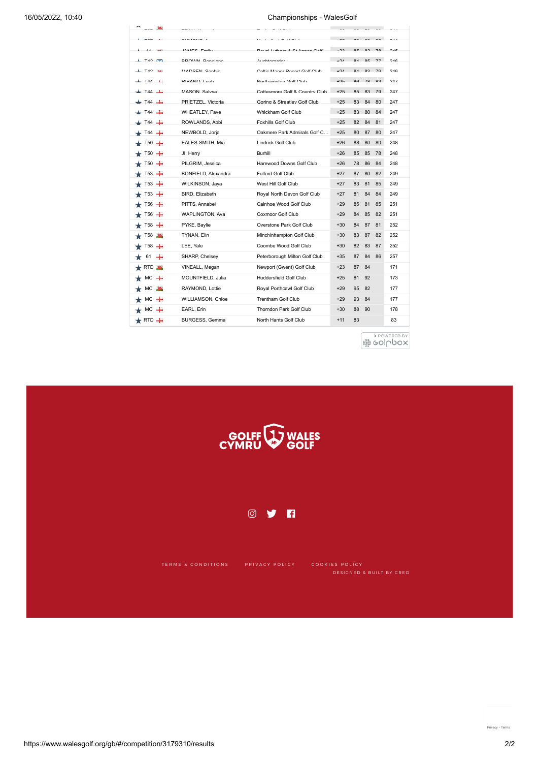| | | | | | | | | |
|---|---|---|---|---|---|---|---|---|
| T44 | RIBANO, Leah | Northampton Golf Club | +25 | 86 | 78 | 83 | 247 |
| T44 | MASON, Salysa | Cottesmore Golf & Country Club | +25 | 85 | 83 | 79 | 247 |
| T44 | PRIETZEL, Victoria | Goring & Streatley Golf Club | +25 | 83 | 84 | 80 | 247 |
| T44 | WHEATLEY, Faye | Whickham Golf Club | +25 | 83 | 80 | 84 | 247 |
| T44 | ROWLANDS, Abbi | Foxhills Golf Club | +25 | 82 | 84 | 81 | 247 |
| T44 | NEWBOLD, Jorja | Oakmere Park Admirals Golf C... | +25 | 80 | 87 | 80 | 247 |
| T50 | EALES-SMITH, Mia | Lindrick Golf Club | +26 | 88 | 80 | 80 | 248 |
| T50 | JI, Herry | Burhill | +26 | 85 | 85 | 78 | 248 |
| T50 | PILGRIM, Jessica | Harewood Downs Golf Club | +26 | 78 | 86 | 84 | 248 |
| T53 | BONFIELD, Alexandra | Fulford Golf Club | +27 | 87 | 80 | 82 | 249 |
| T53 | WILKINSON, Jaya | West Hill Golf Club | +27 | 83 | 81 | 85 | 249 |
| T53 | BIRD, Elizabeth | Royal North Devon Golf Club | +27 | 81 | 84 | 84 | 249 |
| T56 | PITTS, Annabel | Cainhoe Wood Golf Club | +29 | 85 | 81 | 85 | 251 |
| T56 | WAPLINGTON, Ava | Coxmoor Golf Club | +29 | 84 | 85 | 82 | 251 |
| T58 | PYKE, Baylie | Overstone Park Golf Club | +30 | 84 | 87 | 81 | 252 |
| T58 | TYNAN, Elin | Minchinhampton Golf Club | +30 | 83 | 87 | 82 | 252 |
| T58 | LEE, Yale | Coombe Wood Golf Club | +30 | 82 | 83 | 87 | 252 |
| 61 | SHARP, Chelsey | Peterborough Milton Golf Club | +35 | 87 | 84 | 86 | 257 |
| RTD | VINEALL, Megan | Newport (Gwent) Golf Club | +23 | 87 | 84 | | 171 |
| MC | MOUNTFIELD, Julia | Huddersfield Golf Club | +25 | 81 | 92 | | 173 |
| MC | RAYMOND, Lottie | Royal Porthcawl Golf Club | +29 | 95 | 82 | | 177 |
| MC | WILLIAMSON, Chloe | Trentham Golf Club | +29 | 93 | 84 | | 177 |
| MC | EARL, Erin | Thorndon Park Golf Club | +30 | 88 | 90 | | 178 |
| RTD | BURGESS, Gemma | North Hants Golf Club | +11 | 83 | | | 83 |

POWERED BY golfbox

GOLFF CYMRU WALES GOLF

TERMS & CONDITIONS PRIVACY POLICY COOKIES POLICY

DESIGNED & BUILT BY CREO